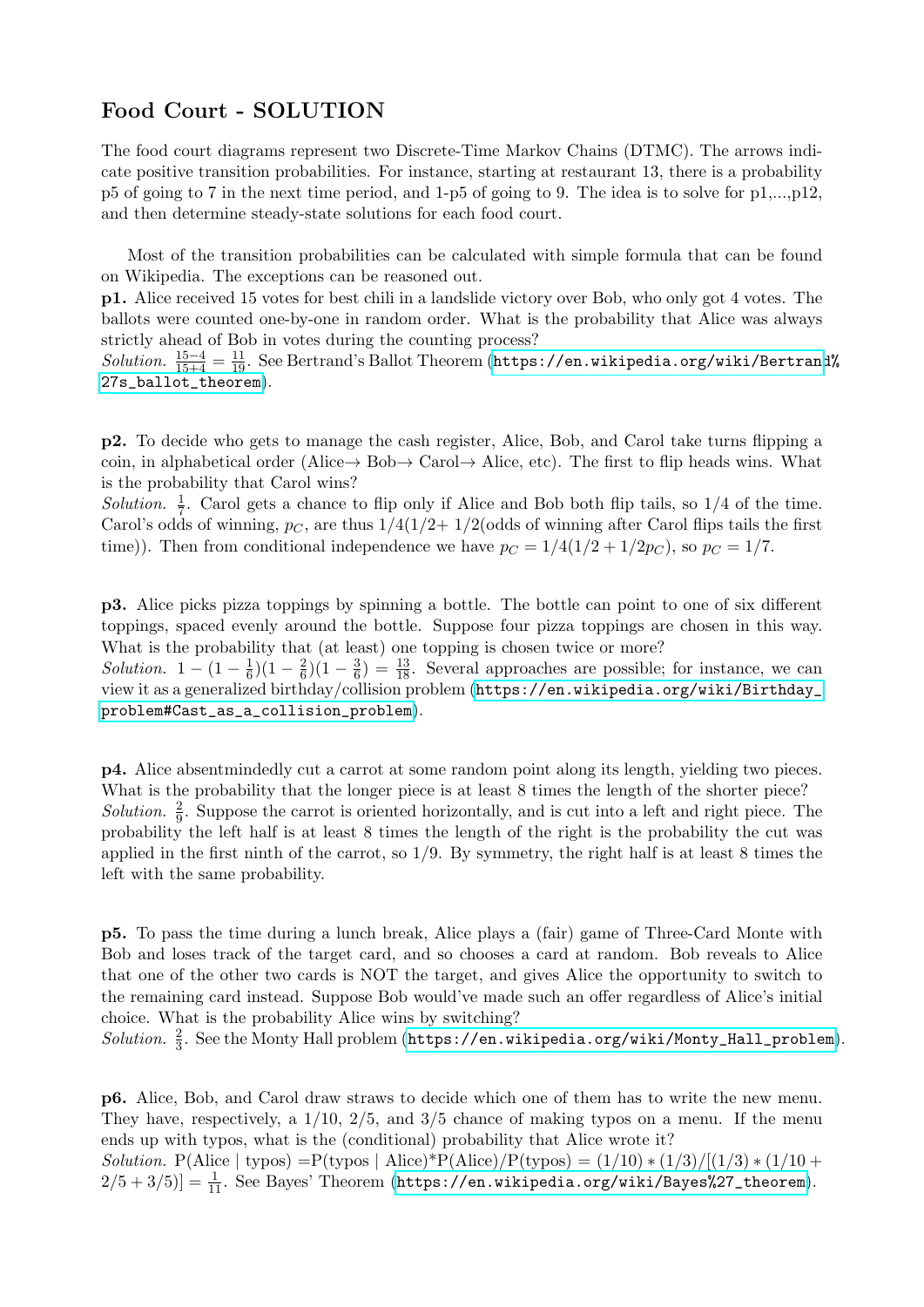## Food Court - SOLUTION

The food court diagrams represent two Discrete-Time Markov Chains (DTMC). The arrows indicate positive transition probabilities. For instance, starting at restaurant 13, there is a probability p5 of going to 7 in the next time period, and 1-p5 of going to 9. The idea is to solve for p1,...,p12, and then determine steady-state solutions for each food court.

Most of the transition probabilities can be calculated with simple formula that can be found on Wikipedia. The exceptions can be reasoned out.

**p1.** Alice received 15 votes for best chili in a landslide victory over Bob, who only got 4 votes. The ballots were counted one-by-one in random order. What is the probability that Alice was always strictly ahead of Bob in votes during the counting process?

*Solution.* $\frac{15-4}{15+4} = \frac{11}{19}$. See Bertrand's Ballot Theorem (https://en.wikipedia.org/wiki/Bertrand%27s_ballot_theorem).

**p2.** To decide who gets to manage the cash register, Alice, Bob, and Carol take turns flipping a coin, in alphabetical order (Alice→ Bob→ Carol→ Alice, etc). The first to flip heads wins. What is the probability that Carol wins?

*Solution.* $\frac{1}{7}$. Carol gets a chance to flip only if Alice and Bob both flip tails, so 1/4 of the time. Carol's odds of winning, $p_C$, are thus 1/4(1/2+ 1/2(odds of winning after Carol flips tails the first time)). Then from conditional independence we have $p_C = 1/4(1/2 + 1/2p_C)$, so $p_C = 1/7$.

**p3.** Alice picks pizza toppings by spinning a bottle. The bottle can point to one of six different toppings, spaced evenly around the bottle. Suppose four pizza toppings are chosen in this way. What is the probability that (at least) one topping is chosen twice or more?

*Solution.* $1 - (1 - \frac{1}{6})(1 - \frac{2}{6})(1 - \frac{3}{6}) = \frac{13}{18}$. Several approaches are possible; for instance, we can view it as a generalized birthday/collision problem (https://en.wikipedia.org/wiki/Birthday_problem#Cast_as_a_collision_problem).

**p4.** Alice absentmindedly cut a carrot at some random point along its length, yielding two pieces. What is the probability that the longer piece is at least 8 times the length of the shorter piece?

*Solution.* $\frac{2}{9}$. Suppose the carrot is oriented horizontally, and is cut into a left and right piece. The probability the left half is at least 8 times the length of the right is the probability the cut was applied in the first ninth of the carrot, so 1/9. By symmetry, the right half is at least 8 times the left with the same probability.

**p5.** To pass the time during a lunch break, Alice plays a (fair) game of Three-Card Monte with Bob and loses track of the target card, and so chooses a card at random. Bob reveals to Alice that one of the other two cards is NOT the target, and gives Alice the opportunity to switch to the remaining card instead. Suppose Bob would've made such an offer regardless of Alice's initial choice. What is the probability Alice wins by switching?

*Solution.* $\frac{2}{3}$. See the Monty Hall problem (https://en.wikipedia.org/wiki/Monty_Hall_problem).

**p6.** Alice, Bob, and Carol draw straws to decide which one of them has to write the new menu. They have, respectively, a 1/10, 2/5, and 3/5 chance of making typos on a menu. If the menu ends up with typos, what is the (conditional) probability that Alice wrote it?

*Solution.* P(Alice | typos) =P(typos | Alice)*P(Alice)/P(typos) $= (1/10) * (1/3)/[(1/3) * (1/10 + 2/5 + 3/5)] = \frac{1}{11}$. See Bayes' Theorem (https://en.wikipedia.org/wiki/Bayes%27_theorem).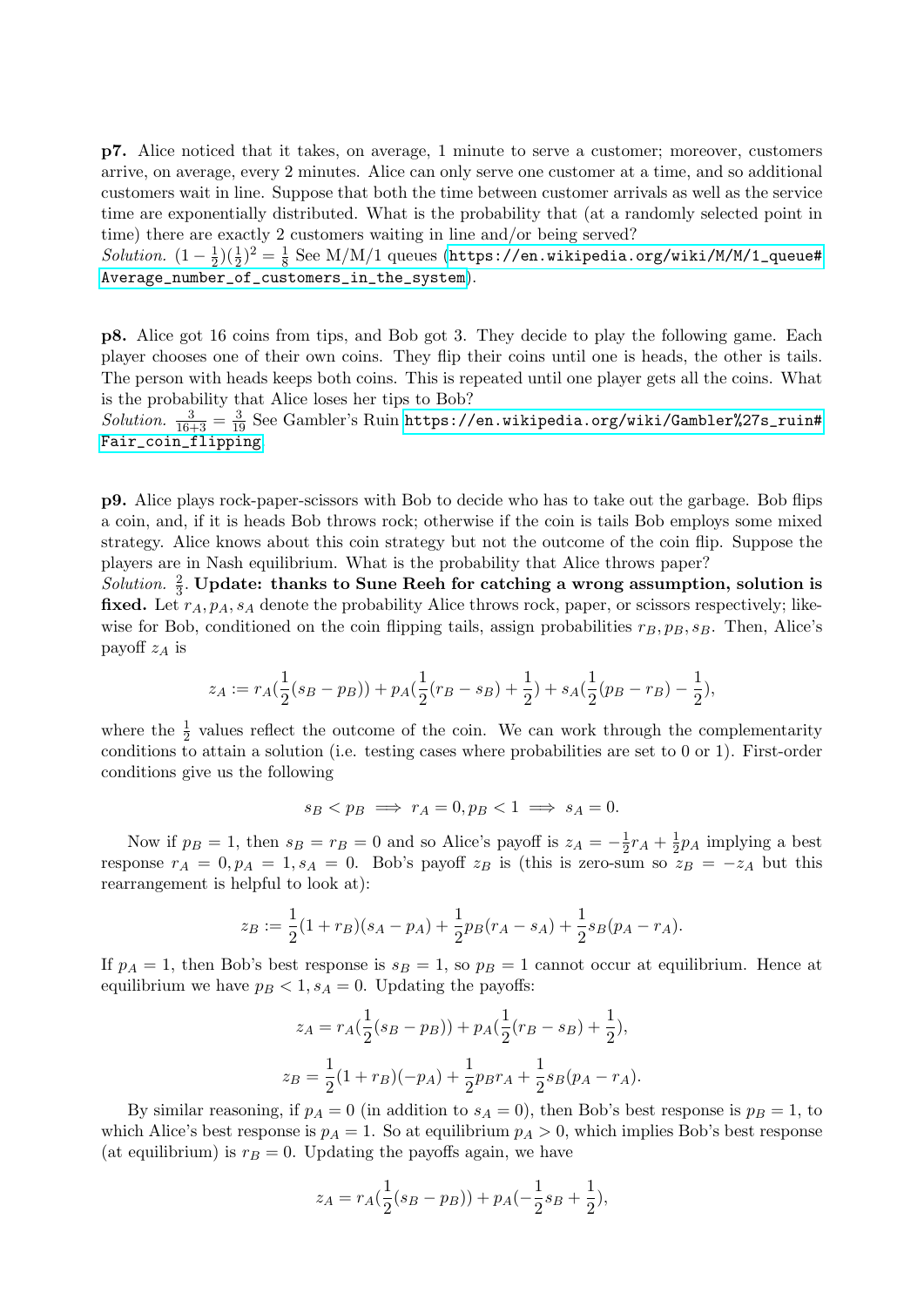**p7.** Alice noticed that it takes, on average, 1 minute to serve a customer; moreover, customers arrive, on average, every 2 minutes. Alice can only serve one customer at a time, and so additional customers wait in line. Suppose that both the time between customer arrivals as well as the service time are exponentially distributed. What is the probability that (at a randomly selected point in time) there are exactly 2 customers waiting in line and/or being served?

*Solution.* $(1-\frac{1}{2})(\frac{1}{2})^2 = \frac{1}{8}$ See M/M/1 queues (https://en.wikipedia.org/wiki/M/M/1_queue#Average_number_of_customers_in_the_system).

**p8.** Alice got 16 coins from tips, and Bob got 3. They decide to play the following game. Each player chooses one of their own coins. They flip their coins until one is heads, the other is tails. The person with heads keeps both coins. This is repeated until one player gets all the coins. What is the probability that Alice loses her tips to Bob?

*Solution.* $\frac{3}{16+3} = \frac{3}{19}$ See Gambler's Ruin https://en.wikipedia.org/wiki/Gambler%27s_ruin#Fair_coin_flipping

**p9.** Alice plays rock-paper-scissors with Bob to decide who has to take out the garbage. Bob flips a coin, and, if it is heads Bob throws rock; otherwise if the coin is tails Bob employs some mixed strategy. Alice knows about this coin strategy but not the outcome of the coin flip. Suppose the players are in Nash equilibrium. What is the probability that Alice throws paper?

*Solution.* $\frac{2}{3}$. **Update: thanks to Sune Reeh for catching a wrong assumption, solution is fixed.** Let $r_A, p_A, s_A$ denote the probability Alice throws rock, paper, or scissors respectively; likewise for Bob, conditioned on the coin flipping tails, assign probabilities $r_B, p_B, s_B$. Then, Alice's payoff $z_A$ is

$$z_A := r_A(\frac{1}{2}(s_B - p_B)) + p_A(\frac{1}{2}(r_B - s_B) + \frac{1}{2}) + s_A(\frac{1}{2}(p_B - r_B) - \frac{1}{2}),$$

where the $\frac{1}{2}$ values reflect the outcome of the coin. We can work through the complementarity conditions to attain a solution (i.e. testing cases where probabilities are set to 0 or 1). First-order conditions give us the following

$$s_B < p_B \implies r_A = 0, p_B < 1 \implies s_A = 0.$$

Now if $p_B = 1$, then $s_B = r_B = 0$ and so Alice's payoff is $z_A = -\frac{1}{2}r_A + \frac{1}{2}p_A$ implying a best response $r_A = 0, p_A = 1, s_A = 0$. Bob's payoff $z_B$ is (this is zero-sum so $z_B = -z_A$ but this rearrangement is helpful to look at):

$$z_B := \frac{1}{2}(1 + r_B)(s_A - p_A) + \frac{1}{2}p_B(r_A - s_A) + \frac{1}{2}s_B(p_A - r_A).$$

If $p_A = 1$, then Bob's best response is $s_B = 1$, so $p_B = 1$ cannot occur at equilibrium. Hence at equilibrium we have $p_B < 1, s_A = 0$. Updating the payoffs:

$$z_A = r_A(\frac{1}{2}(s_B - p_B)) + p_A(\frac{1}{2}(r_B - s_B) + \frac{1}{2}),$$

$$z_B = \frac{1}{2}(1 + r_B)(-p_A) + \frac{1}{2}p_B r_A + \frac{1}{2}s_B(p_A - r_A).$$

By similar reasoning, if $p_A = 0$ (in addition to $s_A = 0$), then Bob's best response is $p_B = 1$, to which Alice's best response is $p_A = 1$. So at equilibrium $p_A > 0$, which implies Bob's best response (at equilibrium) is $r_B = 0$. Updating the payoffs again, we have

$$z_A = r_A(\frac{1}{2}(s_B - p_B)) + p_A(-\frac{1}{2}s_B + \frac{1}{2}),$$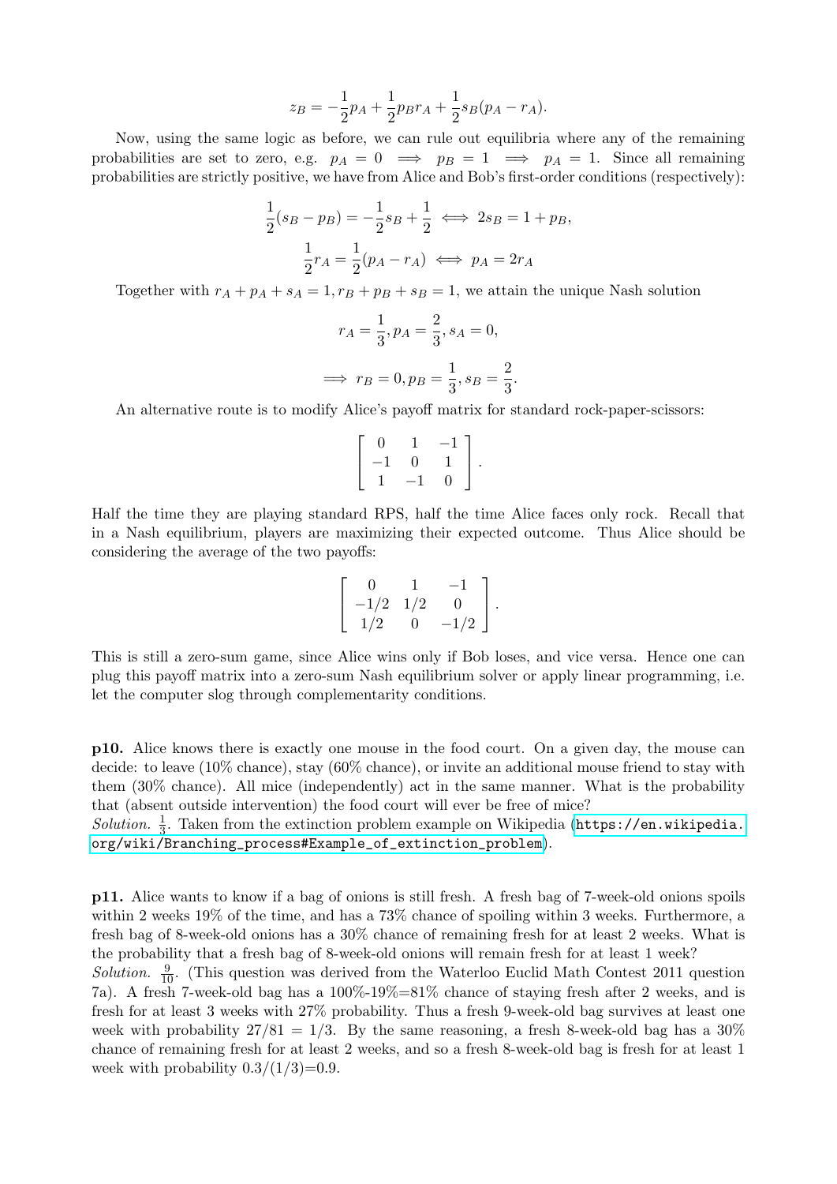$$z_B = -\frac{1}{2}p_A + \frac{1}{2}p_B r_A + \frac{1}{2}s_B(p_A - r_A).$$

Now, using the same logic as before, we can rule out equilibria where any of the remaining probabilities are set to zero, e.g. $p_A = 0 \implies p_B = 1 \implies p_A = 1$. Since all remaining probabilities are strictly positive, we have from Alice and Bob's first-order conditions (respectively):

$$\frac{1}{2}(s_B - p_B) = -\frac{1}{2}s_B + \frac{1}{2} \iff 2s_B = 1 + p_B,$$

$$\frac{1}{2}r_A = \frac{1}{2}(p_A - r_A) \iff p_A = 2r_A$$

Together with $r_A + p_A + s_A = 1, r_B + p_B + s_B = 1$, we attain the unique Nash solution

$$r_A = \frac{1}{3}, p_A = \frac{2}{3}, s_A = 0,$$

$$\implies r_B = 0, p_B = \frac{1}{3}, s_B = \frac{2}{3}.$$

An alternative route is to modify Alice's payoff matrix for standard rock-paper-scissors:

$$\begin{bmatrix} 0 & 1 & -1 \\ -1 & 0 & 1 \\ 1 & -1 & 0 \end{bmatrix}.$$

Half the time they are playing standard RPS, half the time Alice faces only rock. Recall that in a Nash equilibrium, players are maximizing their expected outcome. Thus Alice should be considering the average of the two payoffs:

$$\begin{bmatrix} 0 & 1 & -1 \\ -1/2 & 1/2 & 0 \\ 1/2 & 0 & -1/2 \end{bmatrix}.$$

This is still a zero-sum game, since Alice wins only if Bob loses, and vice versa. Hence one can plug this payoff matrix into a zero-sum Nash equilibrium solver or apply linear programming, i.e. let the computer slog through complementarity conditions.

**p10.** Alice knows there is exactly one mouse in the food court. On a given day, the mouse can decide: to leave (10% chance), stay (60% chance), or invite an additional mouse friend to stay with them (30% chance). All mice (independently) act in the same manner. What is the probability that (absent outside intervention) the food court will ever be free of mice?

*Solution.* $\frac{1}{3}$. Taken from the extinction problem example on Wikipedia (https://en.wikipedia.org/wiki/Branching_process#Example_of_extinction_problem).

**p11.** Alice wants to know if a bag of onions is still fresh. A fresh bag of 7-week-old onions spoils within 2 weeks 19% of the time, and has a 73% chance of spoiling within 3 weeks. Furthermore, a fresh bag of 8-week-old onions has a 30% chance of remaining fresh for at least 2 weeks. What is the probability that a fresh bag of 8-week-old onions will remain fresh for at least 1 week?

*Solution.* $\frac{9}{10}$. (This question was derived from the Waterloo Euclid Math Contest 2011 question 7a). A fresh 7-week-old bag has a 100%-19%=81% chance of staying fresh after 2 weeks, and is fresh for at least 3 weeks with 27% probability. Thus a fresh 9-week-old bag survives at least one week with probability $27/81 = 1/3$. By the same reasoning, a fresh 8-week-old bag has a 30% chance of remaining fresh for at least 2 weeks, and so a fresh 8-week-old bag is fresh for at least 1 week with probability $0.3/(1/3)$=0.9.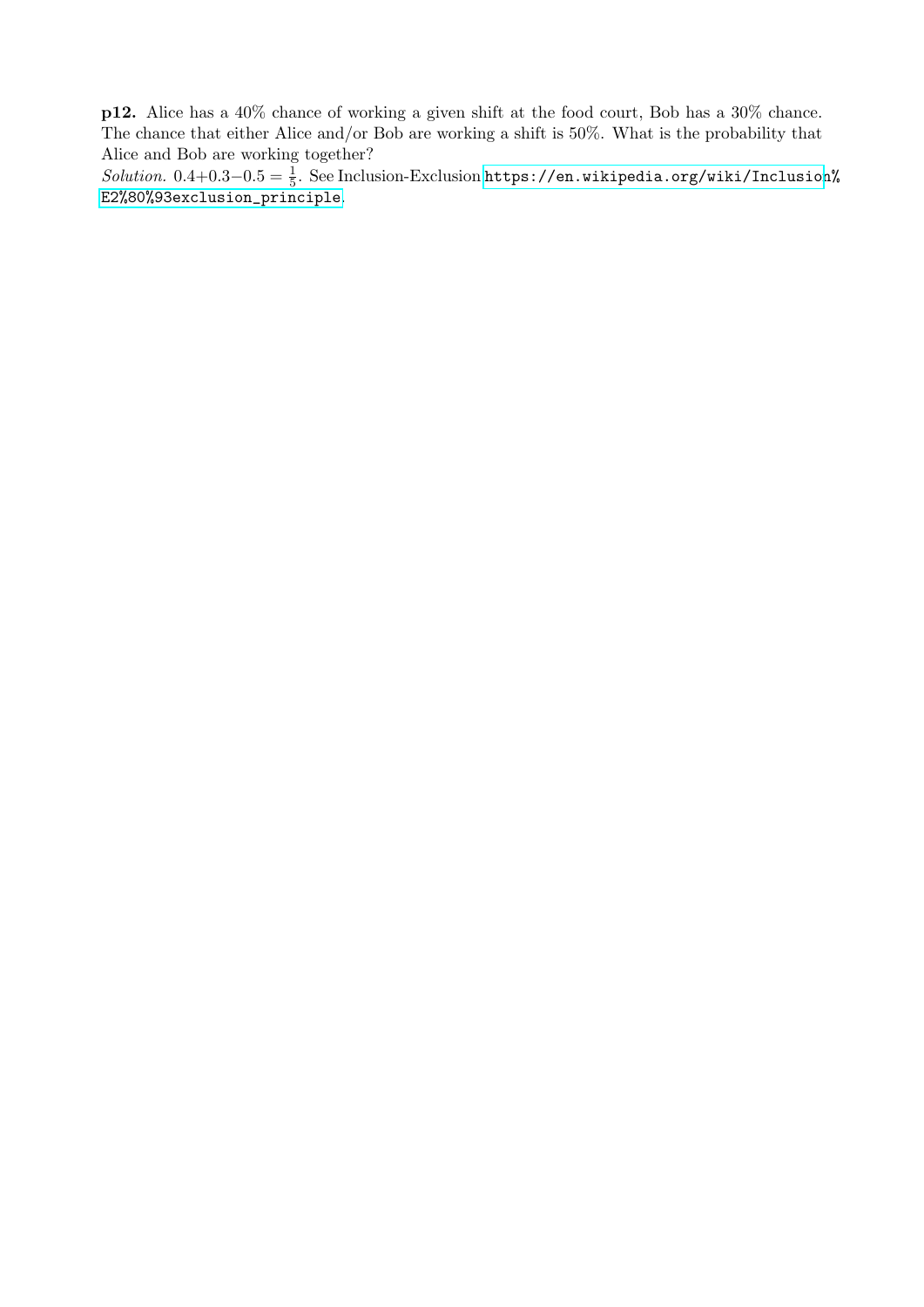**p12.** Alice has a 40% chance of working a given shift at the food court, Bob has a 30% chance. The chance that either Alice and/or Bob are working a shift is 50%. What is the probability that Alice and Bob are working together?

*Solution.* $0.4+0.3-0.5 = \frac{1}{5}$. See Inclusion-Exclusion https://en.wikipedia.org/wiki/Inclusion%E2%80%93exclusion_principle.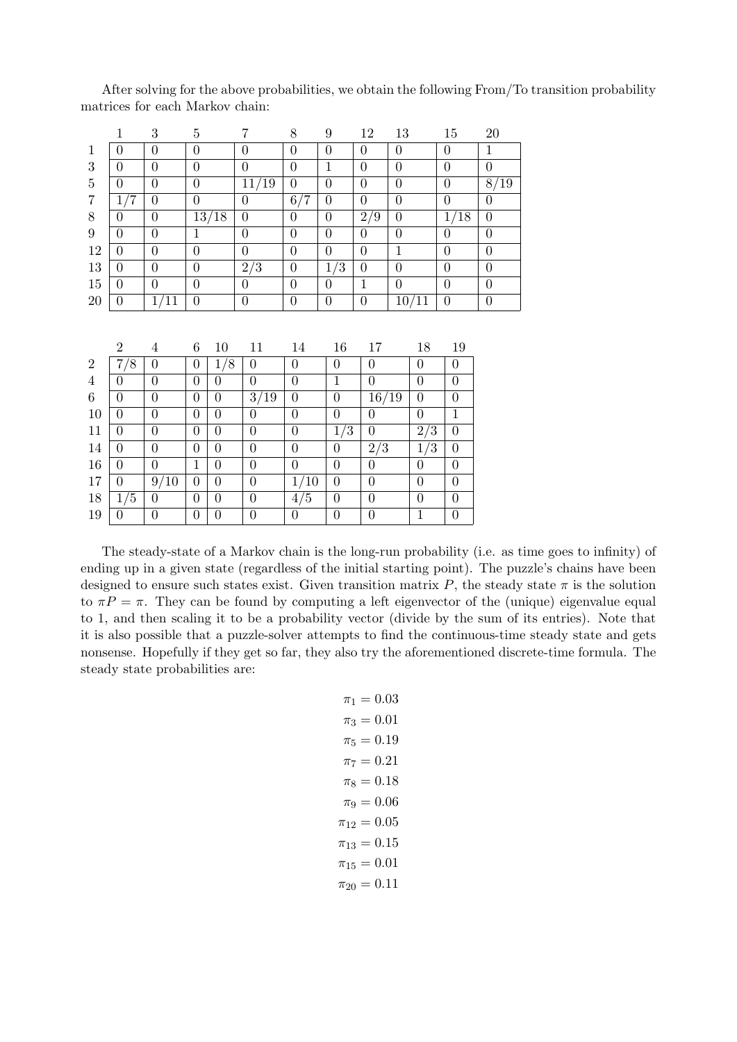After solving for the above probabilities, we obtain the following From/To transition probability matrices for each Markov chain:

| | 1 | 3 | 5 | 7 | 8 | 9 | 12 | 13 | 15 | 20 |
|---|---|---|---|---|---|---|---|---|---|---|
| 1 | 0 | 0 | 0 | 0 | 0 | 0 | 0 | 0 | 0 | 1 |
| 3 | 0 | 0 | 0 | 0 | 0 | 1 | 0 | 0 | 0 | 0 |
| 5 | 0 | 0 | 0 | 11/19 | 0 | 0 | 0 | 0 | 0 | 8/19 |
| 7 | 1/7 | 0 | 0 | 0 | 6/7 | 0 | 0 | 0 | 0 | 0 |
| 8 | 0 | 0 | 13/18 | 0 | 0 | 0 | 2/9 | 0 | 1/18 | 0 |
| 9 | 0 | 0 | 1 | 0 | 0 | 0 | 0 | 0 | 0 | 0 |
| 12 | 0 | 0 | 0 | 0 | 0 | 0 | 0 | 1 | 0 | 0 |
| 13 | 0 | 0 | 0 | 2/3 | 0 | 1/3 | 0 | 0 | 0 | 0 |
| 15 | 0 | 0 | 0 | 0 | 0 | 0 | 1 | 0 | 0 | 0 |
| 20 | 0 | 1/11 | 0 | 0 | 0 | 0 | 0 | 10/11 | 0 | 0 |

| | 2 | 4 | 6 | 10 | 11 | 14 | 16 | 17 | 18 | 19 |
|---|---|---|---|---|---|---|---|---|---|---|
| 2 | 7/8 | 0 | 0 | 1/8 | 0 | 0 | 0 | 0 | 0 | 0 |
| 4 | 0 | 0 | 0 | 0 | 0 | 0 | 1 | 0 | 0 | 0 |
| 6 | 0 | 0 | 0 | 0 | 3/19 | 0 | 0 | 16/19 | 0 | 0 |
| 10 | 0 | 0 | 0 | 0 | 0 | 0 | 0 | 0 | 0 | 1 |
| 11 | 0 | 0 | 0 | 0 | 0 | 0 | 1/3 | 0 | 2/3 | 0 |
| 14 | 0 | 0 | 0 | 0 | 0 | 0 | 0 | 2/3 | 1/3 | 0 |
| 16 | 0 | 0 | 1 | 0 | 0 | 0 | 0 | 0 | 0 | 0 |
| 17 | 0 | 9/10 | 0 | 0 | 0 | 1/10 | 0 | 0 | 0 | 0 |
| 18 | 1/5 | 0 | 0 | 0 | 0 | 4/5 | 0 | 0 | 0 | 0 |
| 19 | 0 | 0 | 0 | 0 | 0 | 0 | 0 | 0 | 1 | 0 |

The steady-state of a Markov chain is the long-run probability (i.e. as time goes to infinity) of ending up in a given state (regardless of the initial starting point). The puzzle's chains have been designed to ensure such states exist. Given transition matrix $P$, the steady state $\pi$ is the solution to $\pi P = \pi$. They can be found by computing a left eigenvector of the (unique) eigenvalue equal to 1, and then scaling it to be a probability vector (divide by the sum of its entries). Note that it is also possible that a puzzle-solver attempts to find the continuous-time steady state and gets nonsense. Hopefully if they get so far, they also try the aforementioned discrete-time formula. The steady state probabilities are:

$$\pi_1 = 0.03$$
$$\pi_3 = 0.01$$
$$\pi_5 = 0.19$$
$$\pi_7 = 0.21$$
$$\pi_8 = 0.18$$
$$\pi_9 = 0.06$$
$$\pi_{12} = 0.05$$
$$\pi_{13} = 0.15$$
$$\pi_{15} = 0.01$$
$$\pi_{20} = 0.11$$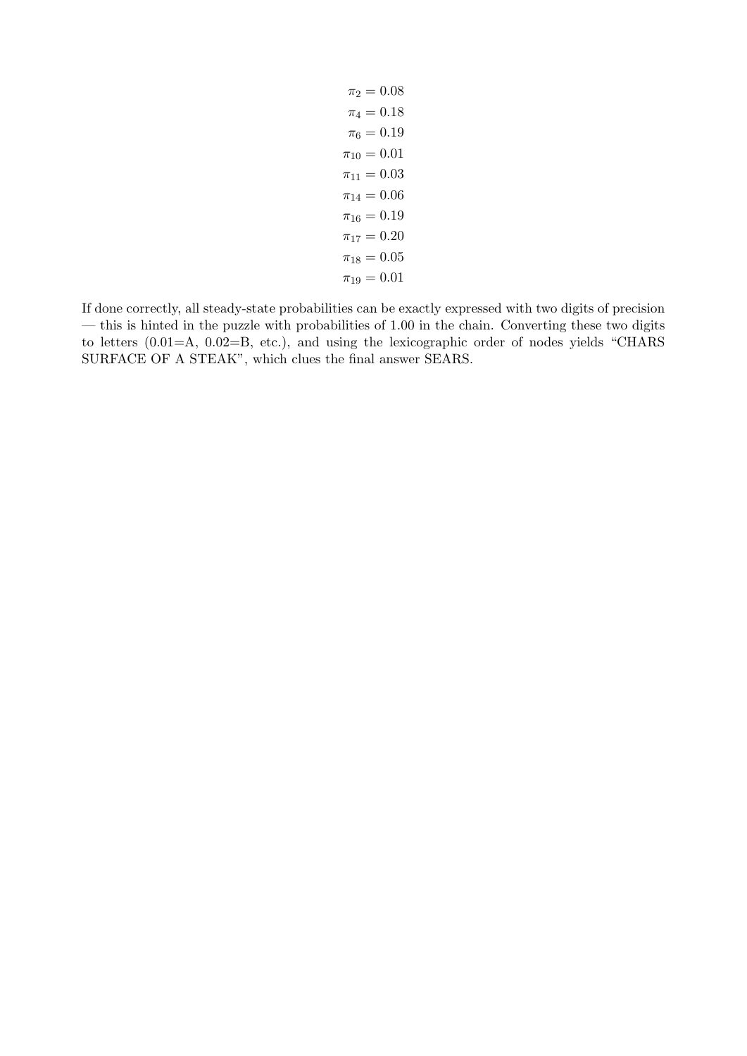$$\pi_2 = 0.08$$
$$\pi_4 = 0.18$$
$$\pi_6 = 0.19$$
$$\pi_{10} = 0.01$$
$$\pi_{11} = 0.03$$
$$\pi_{14} = 0.06$$
$$\pi_{16} = 0.19$$
$$\pi_{17} = 0.20$$
$$\pi_{18} = 0.05$$
$$\pi_{19} = 0.01$$

If done correctly, all steady-state probabilities can be exactly expressed with two digits of precision — this is hinted in the puzzle with probabilities of 1.00 in the chain. Converting these two digits to letters (0.01=A, 0.02=B, etc.), and using the lexicographic order of nodes yields "CHARS SURFACE OF A STEAK", which clues the final answer SEARS.